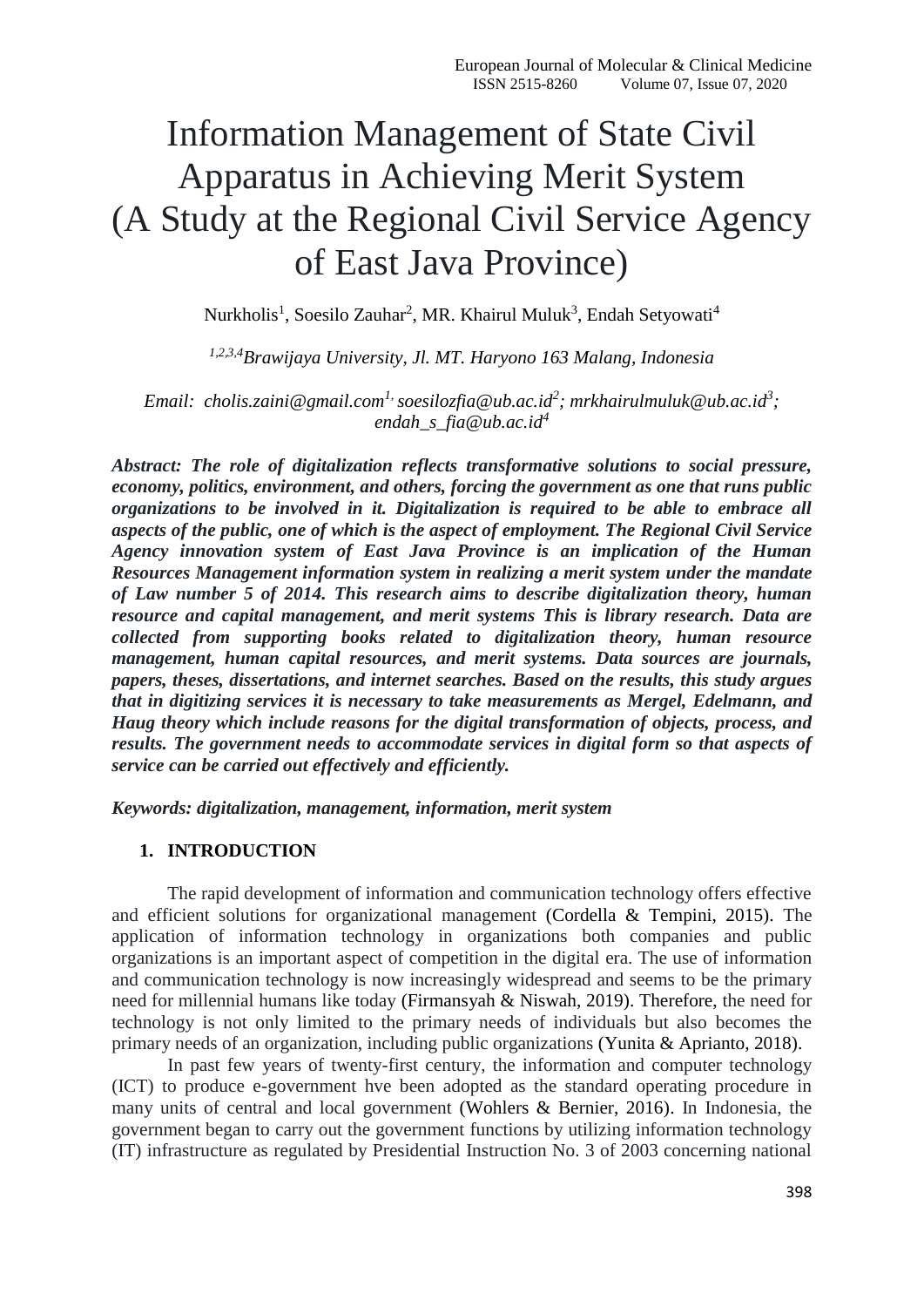# Information Management of State Civil Apparatus in Achieving Merit System (A Study at the Regional Civil Service Agency of East Java Province)

Nurkholis[1], Soesilo Zauhar[2], MR. Khairul Muluk[3], Endah Setyowati[4]

*[1,2,3,4]Brawijaya University, Jl. MT. Haryono 163 Malang, Indonesia*

*Email: cholis.zaini@gmail.com[1], soesilozfia@ub.ac.id[2]; mrkhairulmuluk@ub.ac.id[3]; endah_s_fia@ub.ac.id[4]*

***Abstract: The role of digitalization reflects transformative solutions to social pressure, economy, politics, environment, and others, forcing the government as one that runs public organizations to be involved in it. Digitalization is required to be able to embrace all aspects of the public, one of which is the aspect of employment. The Regional Civil Service Agency innovation system of East Java Province is an implication of the Human Resources Management information system in realizing a merit system under the mandate of Law number 5 of 2014. This research aims to describe digitalization theory, human resource and capital management, and merit systems This is library research. Data are collected from supporting books related to digitalization theory, human resource management, human capital resources, and merit systems. Data sources are journals, papers, theses, dissertations, and internet searches. Based on the results, this study argues that in digitizing services it is necessary to take measurements as Mergel, Edelmann, and Haug theory which include reasons for the digital transformation of objects, process, and results. The government needs to accommodate services in digital form so that aspects of service can be carried out effectively and efficiently.***

***Keywords: digitalization, management, information, merit system***

## 1. INTRODUCTION

The rapid development of information and communication technology offers effective and efficient solutions for organizational management (Cordella & Tempini, 2015). The application of information technology in organizations both companies and public organizations is an important aspect of competition in the digital era. The use of information and communication technology is now increasingly widespread and seems to be the primary need for millennial humans like today (Firmansyah & Niswah, 2019). Therefore, the need for technology is not only limited to the primary needs of individuals but also becomes the primary needs of an organization, including public organizations (Yunita & Aprianto, 2018).

In past few years of twenty-first century, the information and computer technology (ICT) to produce e-government hve been adopted as the standard operating procedure in many units of central and local government (Wohlers & Bernier, 2016). In Indonesia, the government began to carry out the government functions by utilizing information technology (IT) infrastructure as regulated by Presidential Instruction No. 3 of 2003 concerning national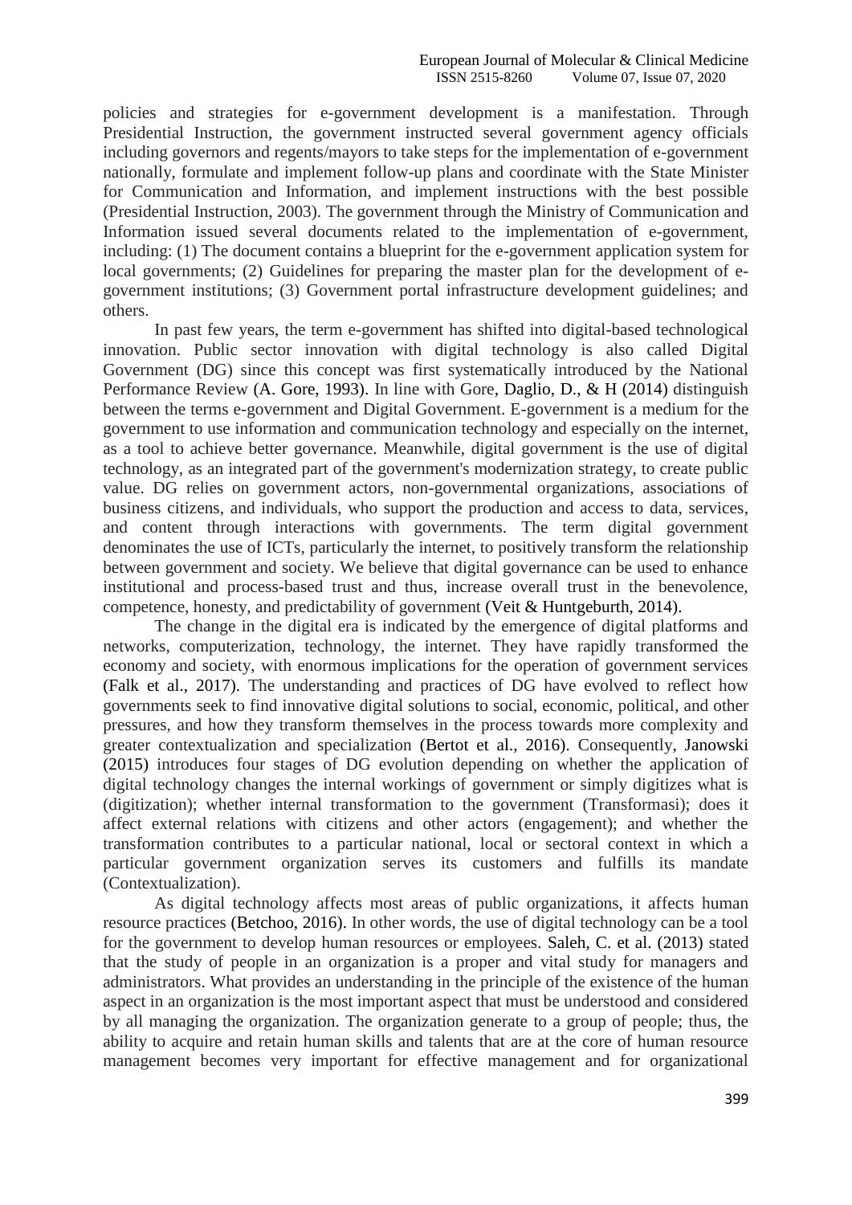policies and strategies for e-government development is a manifestation. Through Presidential Instruction, the government instructed several government agency officials including governors and regents/mayors to take steps for the implementation of e-government nationally, formulate and implement follow-up plans and coordinate with the State Minister for Communication and Information, and implement instructions with the best possible (Presidential Instruction, 2003). The government through the Ministry of Communication and Information issued several documents related to the implementation of e-government, including: (1) The document contains a blueprint for the e-government application system for local governments; (2) Guidelines for preparing the master plan for the development of e-government institutions; (3) Government portal infrastructure development guidelines; and others.

In past few years, the term e-government has shifted into digital-based technological innovation. Public sector innovation with digital technology is also called Digital Government (DG) since this concept was first systematically introduced by the National Performance Review (A. Gore, 1993). In line with Gore, Daglio, D., & H (2014) distinguish between the terms e-government and Digital Government. E-government is a medium for the government to use information and communication technology and especially on the internet, as a tool to achieve better governance. Meanwhile, digital government is the use of digital technology, as an integrated part of the government's modernization strategy, to create public value. DG relies on government actors, non-governmental organizations, associations of business citizens, and individuals, who support the production and access to data, services, and content through interactions with governments. The term digital government denominates the use of ICTs, particularly the internet, to positively transform the relationship between government and society. We believe that digital governance can be used to enhance institutional and process-based trust and thus, increase overall trust in the benevolence, competence, honesty, and predictability of government (Veit & Huntgeburth, 2014).

The change in the digital era is indicated by the emergence of digital platforms and networks, computerization, technology, the internet. They have rapidly transformed the economy and society, with enormous implications for the operation of government services (Falk et al., 2017). The understanding and practices of DG have evolved to reflect how governments seek to find innovative digital solutions to social, economic, political, and other pressures, and how they transform themselves in the process towards more complexity and greater contextualization and specialization (Bertot et al., 2016). Consequently, Janowski (2015) introduces four stages of DG evolution depending on whether the application of digital technology changes the internal workings of government or simply digitizes what is (digitization); whether internal transformation to the government (Transformasi); does it affect external relations with citizens and other actors (engagement); and whether the transformation contributes to a particular national, local or sectoral context in which a particular government organization serves its customers and fulfills its mandate (Contextualization).

As digital technology affects most areas of public organizations, it affects human resource practices (Betchoo, 2016). In other words, the use of digital technology can be a tool for the government to develop human resources or employees. Saleh, C. et al. (2013) stated that the study of people in an organization is a proper and vital study for managers and administrators. What provides an understanding in the principle of the existence of the human aspect in an organization is the most important aspect that must be understood and considered by all managing the organization. The organization generate to a group of people; thus, the ability to acquire and retain human skills and talents that are at the core of human resource management becomes very important for effective management and for organizational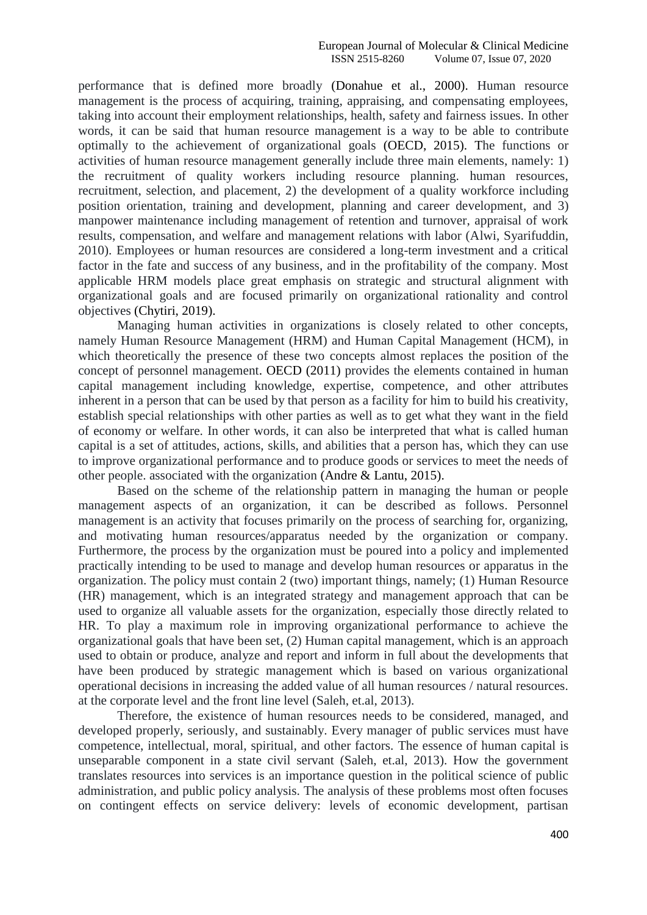performance that is defined more broadly (Donahue et al., 2000). Human resource management is the process of acquiring, training, appraising, and compensating employees, taking into account their employment relationships, health, safety and fairness issues. In other words, it can be said that human resource management is a way to be able to contribute optimally to the achievement of organizational goals (OECD, 2015). The functions or activities of human resource management generally include three main elements, namely: 1) the recruitment of quality workers including resource planning. human resources, recruitment, selection, and placement, 2) the development of a quality workforce including position orientation, training and development, planning and career development, and 3) manpower maintenance including management of retention and turnover, appraisal of work results, compensation, and welfare and management relations with labor (Alwi, Syarifuddin, 2010). Employees or human resources are considered a long-term investment and a critical factor in the fate and success of any business, and in the profitability of the company. Most applicable HRM models place great emphasis on strategic and structural alignment with organizational goals and are focused primarily on organizational rationality and control objectives (Chytiri, 2019).

Managing human activities in organizations is closely related to other concepts, namely Human Resource Management (HRM) and Human Capital Management (HCM), in which theoretically the presence of these two concepts almost replaces the position of the concept of personnel management. OECD (2011) provides the elements contained in human capital management including knowledge, expertise, competence, and other attributes inherent in a person that can be used by that person as a facility for him to build his creativity, establish special relationships with other parties as well as to get what they want in the field of economy or welfare. In other words, it can also be interpreted that what is called human capital is a set of attitudes, actions, skills, and abilities that a person has, which they can use to improve organizational performance and to produce goods or services to meet the needs of other people. associated with the organization (Andre & Lantu, 2015).

Based on the scheme of the relationship pattern in managing the human or people management aspects of an organization, it can be described as follows. Personnel management is an activity that focuses primarily on the process of searching for, organizing, and motivating human resources/apparatus needed by the organization or company. Furthermore, the process by the organization must be poured into a policy and implemented practically intending to be used to manage and develop human resources or apparatus in the organization. The policy must contain 2 (two) important things, namely; (1) Human Resource (HR) management, which is an integrated strategy and management approach that can be used to organize all valuable assets for the organization, especially those directly related to HR. To play a maximum role in improving organizational performance to achieve the organizational goals that have been set, (2) Human capital management, which is an approach used to obtain or produce, analyze and report and inform in full about the developments that have been produced by strategic management which is based on various organizational operational decisions in increasing the added value of all human resources / natural resources. at the corporate level and the front line level (Saleh, et.al, 2013).

Therefore, the existence of human resources needs to be considered, managed, and developed properly, seriously, and sustainably. Every manager of public services must have competence, intellectual, moral, spiritual, and other factors. The essence of human capital is unseparable component in a state civil servant (Saleh, et.al, 2013). How the government translates resources into services is an importance question in the political science of public administration, and public policy analysis. The analysis of these problems most often focuses on contingent effects on service delivery: levels of economic development, partisan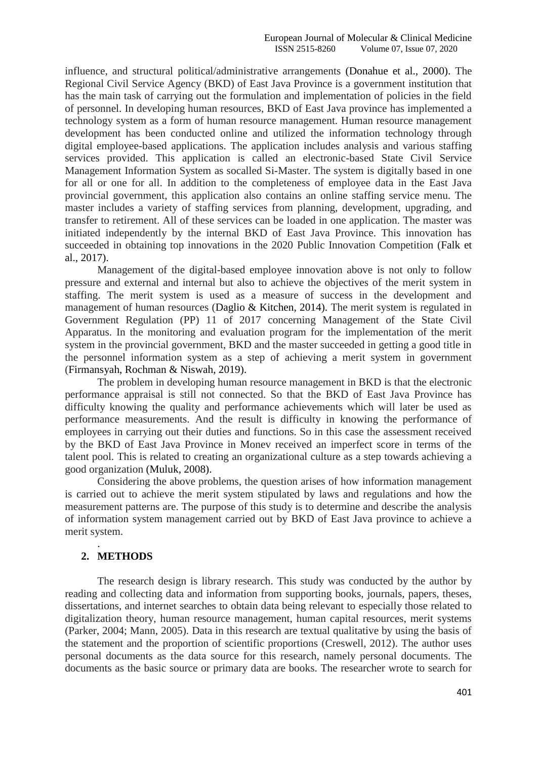influence, and structural political/administrative arrangements (Donahue et al., 2000). The Regional Civil Service Agency (BKD) of East Java Province is a government institution that has the main task of carrying out the formulation and implementation of policies in the field of personnel. In developing human resources, BKD of East Java province has implemented a technology system as a form of human resource management. Human resource management development has been conducted online and utilized the information technology through digital employee-based applications. The application includes analysis and various staffing services provided. This application is called an electronic-based State Civil Service Management Information System as socalled Si-Master. The system is digitally based in one for all or one for all. In addition to the completeness of employee data in the East Java provincial government, this application also contains an online staffing service menu. The master includes a variety of staffing services from planning, development, upgrading, and transfer to retirement. All of these services can be loaded in one application. The master was initiated independently by the internal BKD of East Java Province. This innovation has succeeded in obtaining top innovations in the 2020 Public Innovation Competition (Falk et al., 2017).

Management of the digital-based employee innovation above is not only to follow pressure and external and internal but also to achieve the objectives of the merit system in staffing. The merit system is used as a measure of success in the development and management of human resources (Daglio & Kitchen, 2014). The merit system is regulated in Government Regulation (PP) 11 of 2017 concerning Management of the State Civil Apparatus. In the monitoring and evaluation program for the implementation of the merit system in the provincial government, BKD and the master succeeded in getting a good title in the personnel information system as a step of achieving a merit system in government (Firmansyah, Rochman & Niswah, 2019).

The problem in developing human resource management in BKD is that the electronic performance appraisal is still not connected. So that the BKD of East Java Province has difficulty knowing the quality and performance achievements which will later be used as performance measurements. And the result is difficulty in knowing the performance of employees in carrying out their duties and functions. So in this case the assessment received by the BKD of East Java Province in Monev received an imperfect score in terms of the talent pool. This is related to creating an organizational culture as a step towards achieving a good organization (Muluk, 2008).

Considering the above problems, the question arises of how information management is carried out to achieve the merit system stipulated by laws and regulations and how the measurement patterns are. The purpose of this study is to determine and describe the analysis of information system management carried out by BKD of East Java province to achieve a merit system.

## 2. METHODS

The research design is library research. This study was conducted by the author by reading and collecting data and information from supporting books, journals, papers, theses, dissertations, and internet searches to obtain data being relevant to especially those related to digitalization theory, human resource management, human capital resources, merit systems (Parker, 2004; Mann, 2005). Data in this research are textual qualitative by using the basis of the statement and the proportion of scientific proportions (Creswell, 2012). The author uses personal documents as the data source for this research, namely personal documents. The documents as the basic source or primary data are books. The researcher wrote to search for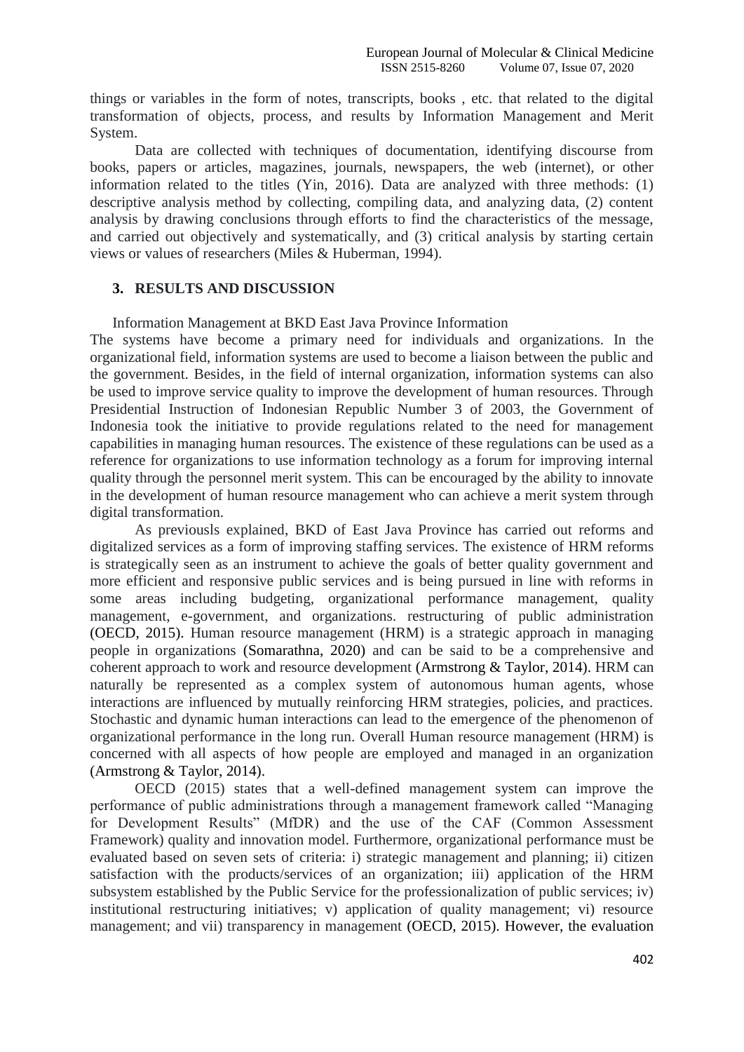things or variables in the form of notes, transcripts, books , etc. that related to the digital transformation of objects, process, and results by Information Management and Merit System.

Data are collected with techniques of documentation, identifying discourse from books, papers or articles, magazines, journals, newspapers, the web (internet), or other information related to the titles (Yin, 2016). Data are analyzed with three methods: (1) descriptive analysis method by collecting, compiling data, and analyzing data, (2) content analysis by drawing conclusions through efforts to find the characteristics of the message, and carried out objectively and systematically, and (3) critical analysis by starting certain views or values of researchers (Miles & Huberman, 1994).

## 3. RESULTS AND DISCUSSION

Information Management at BKD East Java Province Information

The systems have become a primary need for individuals and organizations. In the organizational field, information systems are used to become a liaison between the public and the government. Besides, in the field of internal organization, information systems can also be used to improve service quality to improve the development of human resources. Through Presidential Instruction of Indonesian Republic Number 3 of 2003, the Government of Indonesia took the initiative to provide regulations related to the need for management capabilities in managing human resources. The existence of these regulations can be used as a reference for organizations to use information technology as a forum for improving internal quality through the personnel merit system. This can be encouraged by the ability to innovate in the development of human resource management who can achieve a merit system through digital transformation.

As previousls explained, BKD of East Java Province has carried out reforms and digitalized services as a form of improving staffing services. The existence of HRM reforms is strategically seen as an instrument to achieve the goals of better quality government and more efficient and responsive public services and is being pursued in line with reforms in some areas including budgeting, organizational performance management, quality management, e-government, and organizations. restructuring of public administration (OECD, 2015). Human resource management (HRM) is a strategic approach in managing people in organizations (Somarathna, 2020) and can be said to be a comprehensive and coherent approach to work and resource development (Armstrong & Taylor, 2014). HRM can naturally be represented as a complex system of autonomous human agents, whose interactions are influenced by mutually reinforcing HRM strategies, policies, and practices. Stochastic and dynamic human interactions can lead to the emergence of the phenomenon of organizational performance in the long run. Overall Human resource management (HRM) is concerned with all aspects of how people are employed and managed in an organization (Armstrong & Taylor, 2014).

OECD (2015) states that a well-defined management system can improve the performance of public administrations through a management framework called "Managing for Development Results" (MfDR) and the use of the CAF (Common Assessment Framework) quality and innovation model. Furthermore, organizational performance must be evaluated based on seven sets of criteria: i) strategic management and planning; ii) citizen satisfaction with the products/services of an organization; iii) application of the HRM subsystem established by the Public Service for the professionalization of public services; iv) institutional restructuring initiatives; v) application of quality management; vi) resource management; and vii) transparency in management (OECD, 2015). However, the evaluation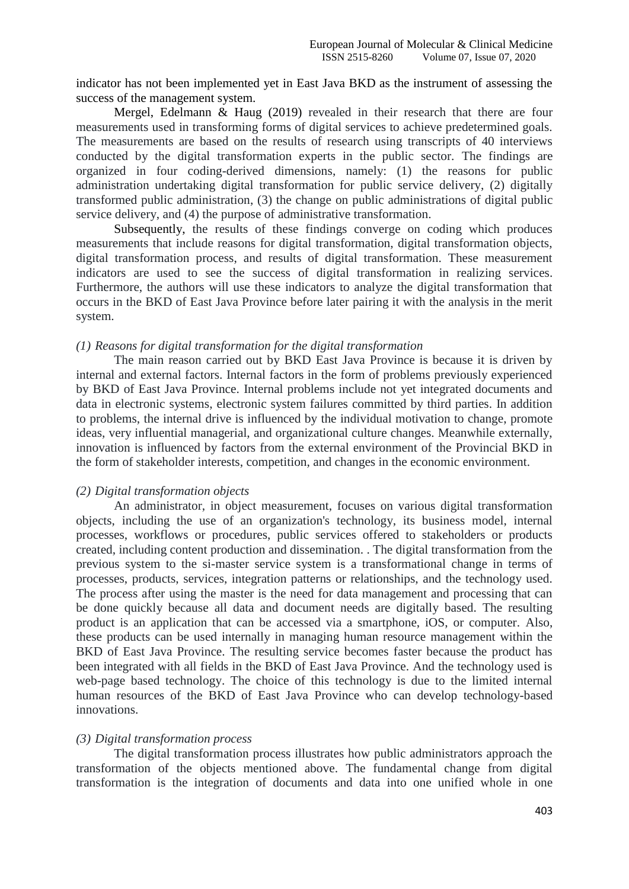indicator has not been implemented yet in East Java BKD as the instrument of assessing the success of the management system.

Mergel, Edelmann & Haug (2019) revealed in their research that there are four measurements used in transforming forms of digital services to achieve predetermined goals. The measurements are based on the results of research using transcripts of 40 interviews conducted by the digital transformation experts in the public sector. The findings are organized in four coding-derived dimensions, namely: (1) the reasons for public administration undertaking digital transformation for public service delivery, (2) digitally transformed public administration, (3) the change on public administrations of digital public service delivery, and (4) the purpose of administrative transformation.

Subsequently, the results of these findings converge on coding which produces measurements that include reasons for digital transformation, digital transformation objects, digital transformation process, and results of digital transformation. These measurement indicators are used to see the success of digital transformation in realizing services. Furthermore, the authors will use these indicators to analyze the digital transformation that occurs in the BKD of East Java Province before later pairing it with the analysis in the merit system.

*(1) Reasons for digital transformation for the digital transformation*

The main reason carried out by BKD East Java Province is because it is driven by internal and external factors. Internal factors in the form of problems previously experienced by BKD of East Java Province. Internal problems include not yet integrated documents and data in electronic systems, electronic system failures committed by third parties. In addition to problems, the internal drive is influenced by the individual motivation to change, promote ideas, very influential managerial, and organizational culture changes. Meanwhile externally, innovation is influenced by factors from the external environment of the Provincial BKD in the form of stakeholder interests, competition, and changes in the economic environment.

*(2) Digital transformation objects*

An administrator, in object measurement, focuses on various digital transformation objects, including the use of an organization's technology, its business model, internal processes, workflows or procedures, public services offered to stakeholders or products created, including content production and dissemination. . The digital transformation from the previous system to the si-master service system is a transformational change in terms of processes, products, services, integration patterns or relationships, and the technology used. The process after using the master is the need for data management and processing that can be done quickly because all data and document needs are digitally based. The resulting product is an application that can be accessed via a smartphone, iOS, or computer. Also, these products can be used internally in managing human resource management within the BKD of East Java Province. The resulting service becomes faster because the product has been integrated with all fields in the BKD of East Java Province. And the technology used is web-page based technology. The choice of this technology is due to the limited internal human resources of the BKD of East Java Province who can develop technology-based innovations.

*(3) Digital transformation process*

The digital transformation process illustrates how public administrators approach the transformation of the objects mentioned above. The fundamental change from digital transformation is the integration of documents and data into one unified whole in one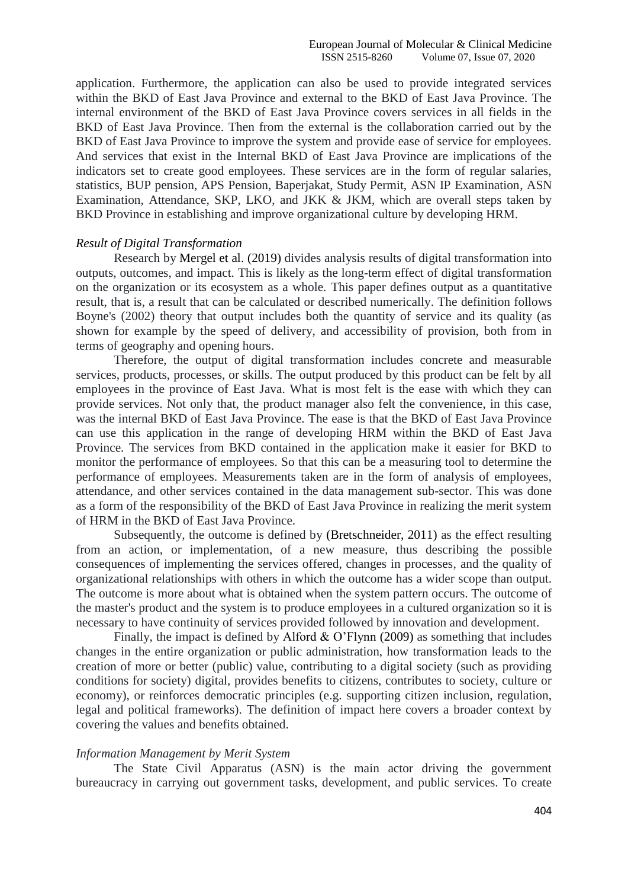application. Furthermore, the application can also be used to provide integrated services within the BKD of East Java Province and external to the BKD of East Java Province. The internal environment of the BKD of East Java Province covers services in all fields in the BKD of East Java Province. Then from the external is the collaboration carried out by the BKD of East Java Province to improve the system and provide ease of service for employees. And services that exist in the Internal BKD of East Java Province are implications of the indicators set to create good employees. These services are in the form of regular salaries, statistics, BUP pension, APS Pension, Baperjakat, Study Permit, ASN IP Examination, ASN Examination, Attendance, SKP, LKO, and JKK & JKM, which are overall steps taken by BKD Province in establishing and improve organizational culture by developing HRM.

*Result of Digital Transformation*

Research by Mergel et al. (2019) divides analysis results of digital transformation into outputs, outcomes, and impact. This is likely as the long-term effect of digital transformation on the organization or its ecosystem as a whole. This paper defines output as a quantitative result, that is, a result that can be calculated or described numerically. The definition follows Boyne's (2002) theory that output includes both the quantity of service and its quality (as shown for example by the speed of delivery, and accessibility of provision, both from in terms of geography and opening hours.

Therefore, the output of digital transformation includes concrete and measurable services, products, processes, or skills. The output produced by this product can be felt by all employees in the province of East Java. What is most felt is the ease with which they can provide services. Not only that, the product manager also felt the convenience, in this case, was the internal BKD of East Java Province. The ease is that the BKD of East Java Province can use this application in the range of developing HRM within the BKD of East Java Province. The services from BKD contained in the application make it easier for BKD to monitor the performance of employees. So that this can be a measuring tool to determine the performance of employees. Measurements taken are in the form of analysis of employees, attendance, and other services contained in the data management sub-sector. This was done as a form of the responsibility of the BKD of East Java Province in realizing the merit system of HRM in the BKD of East Java Province.

Subsequently, the outcome is defined by (Bretschneider, 2011) as the effect resulting from an action, or implementation, of a new measure, thus describing the possible consequences of implementing the services offered, changes in processes, and the quality of organizational relationships with others in which the outcome has a wider scope than output. The outcome is more about what is obtained when the system pattern occurs. The outcome of the master's product and the system is to produce employees in a cultured organization so it is necessary to have continuity of services provided followed by innovation and development.

Finally, the impact is defined by Alford & O'Flynn (2009) as something that includes changes in the entire organization or public administration, how transformation leads to the creation of more or better (public) value, contributing to a digital society (such as providing conditions for society) digital, provides benefits to citizens, contributes to society, culture or economy), or reinforces democratic principles (e.g. supporting citizen inclusion, regulation, legal and political frameworks). The definition of impact here covers a broader context by covering the values and benefits obtained.

*Information Management by Merit System*

The State Civil Apparatus (ASN) is the main actor driving the government bureaucracy in carrying out government tasks, development, and public services. To create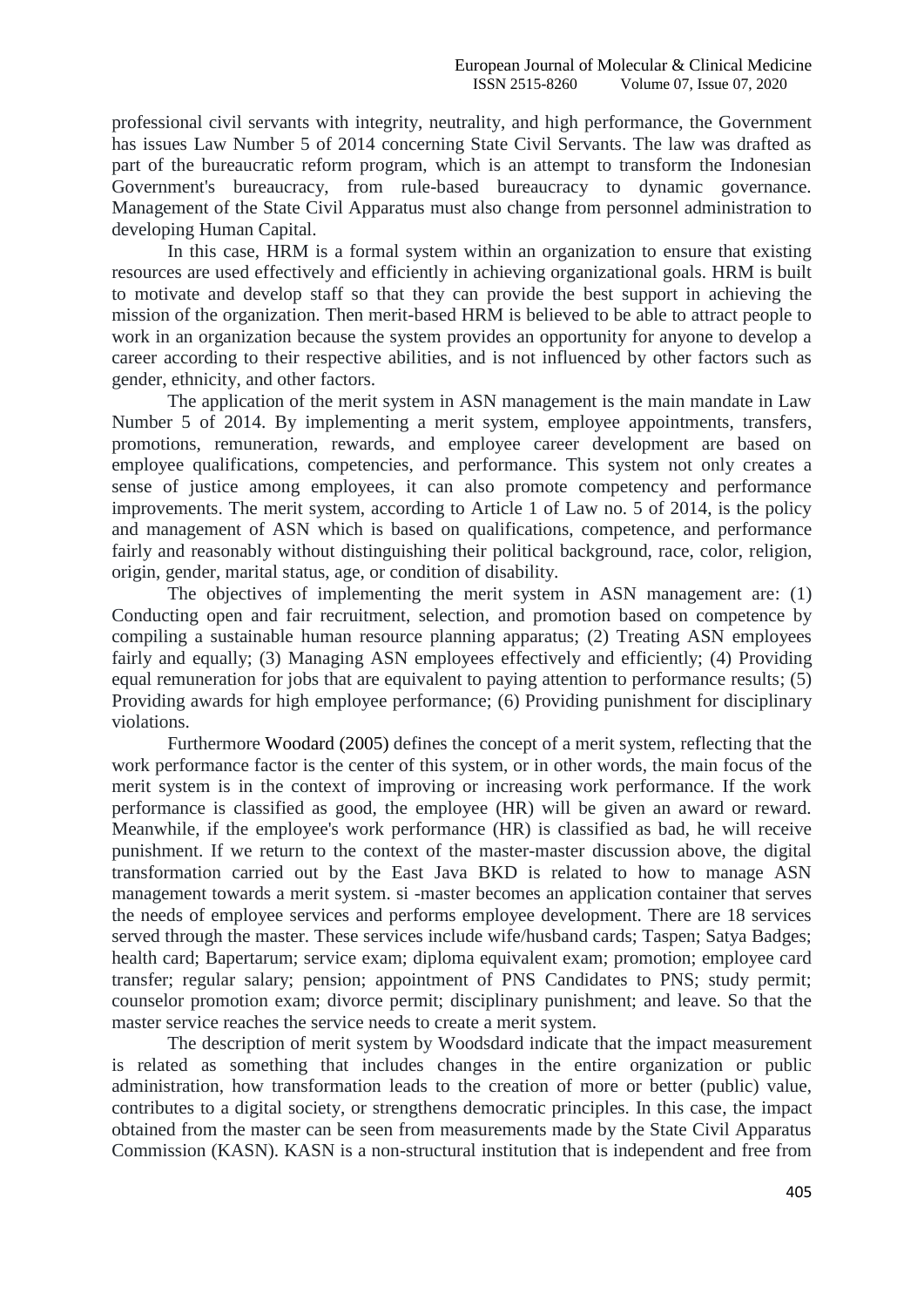professional civil servants with integrity, neutrality, and high performance, the Government has issues Law Number 5 of 2014 concerning State Civil Servants. The law was drafted as part of the bureaucratic reform program, which is an attempt to transform the Indonesian Government's bureaucracy, from rule-based bureaucracy to dynamic governance. Management of the State Civil Apparatus must also change from personnel administration to developing Human Capital.

In this case, HRM is a formal system within an organization to ensure that existing resources are used effectively and efficiently in achieving organizational goals. HRM is built to motivate and develop staff so that they can provide the best support in achieving the mission of the organization. Then merit-based HRM is believed to be able to attract people to work in an organization because the system provides an opportunity for anyone to develop a career according to their respective abilities, and is not influenced by other factors such as gender, ethnicity, and other factors.

The application of the merit system in ASN management is the main mandate in Law Number 5 of 2014. By implementing a merit system, employee appointments, transfers, promotions, remuneration, rewards, and employee career development are based on employee qualifications, competencies, and performance. This system not only creates a sense of justice among employees, it can also promote competency and performance improvements. The merit system, according to Article 1 of Law no. 5 of 2014, is the policy and management of ASN which is based on qualifications, competence, and performance fairly and reasonably without distinguishing their political background, race, color, religion, origin, gender, marital status, age, or condition of disability.

The objectives of implementing the merit system in ASN management are: (1) Conducting open and fair recruitment, selection, and promotion based on competence by compiling a sustainable human resource planning apparatus; (2) Treating ASN employees fairly and equally; (3) Managing ASN employees effectively and efficiently; (4) Providing equal remuneration for jobs that are equivalent to paying attention to performance results; (5) Providing awards for high employee performance; (6) Providing punishment for disciplinary violations.

Furthermore Woodard (2005) defines the concept of a merit system, reflecting that the work performance factor is the center of this system, or in other words, the main focus of the merit system is in the context of improving or increasing work performance. If the work performance is classified as good, the employee (HR) will be given an award or reward. Meanwhile, if the employee's work performance (HR) is classified as bad, he will receive punishment. If we return to the context of the master-master discussion above, the digital transformation carried out by the East Java BKD is related to how to manage ASN management towards a merit system. si -master becomes an application container that serves the needs of employee services and performs employee development. There are 18 services served through the master. These services include wife/husband cards; Taspen; Satya Badges; health card; Bapertarum; service exam; diploma equivalent exam; promotion; employee card transfer; regular salary; pension; appointment of PNS Candidates to PNS; study permit; counselor promotion exam; divorce permit; disciplinary punishment; and leave. So that the master service reaches the service needs to create a merit system.

The description of merit system by Woodsdard indicate that the impact measurement is related as something that includes changes in the entire organization or public administration, how transformation leads to the creation of more or better (public) value, contributes to a digital society, or strengthens democratic principles. In this case, the impact obtained from the master can be seen from measurements made by the State Civil Apparatus Commission (KASN). KASN is a non-structural institution that is independent and free from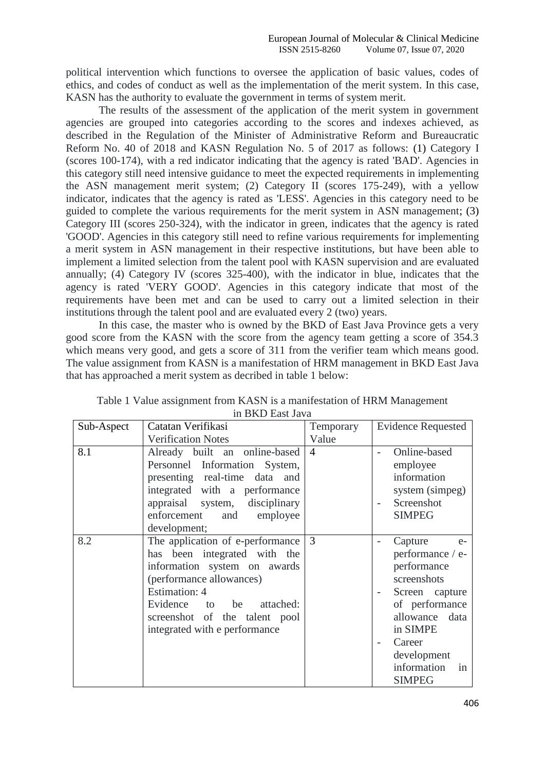political intervention which functions to oversee the application of basic values, codes of ethics, and codes of conduct as well as the implementation of the merit system. In this case, KASN has the authority to evaluate the government in terms of system merit.

The results of the assessment of the application of the merit system in government agencies are grouped into categories according to the scores and indexes achieved, as described in the Regulation of the Minister of Administrative Reform and Bureaucratic Reform No. 40 of 2018 and KASN Regulation No. 5 of 2017 as follows: (1) Category I (scores 100-174), with a red indicator indicating that the agency is rated 'BAD'. Agencies in this category still need intensive guidance to meet the expected requirements in implementing the ASN management merit system; (2) Category II (scores 175-249), with a yellow indicator, indicates that the agency is rated as 'LESS'. Agencies in this category need to be guided to complete the various requirements for the merit system in ASN management; (3) Category III (scores 250-324), with the indicator in green, indicates that the agency is rated 'GOOD'. Agencies in this category still need to refine various requirements for implementing a merit system in ASN management in their respective institutions, but have been able to implement a limited selection from the talent pool with KASN supervision and are evaluated annually; (4) Category IV (scores 325-400), with the indicator in blue, indicates that the agency is rated 'VERY GOOD'. Agencies in this category indicate that most of the requirements have been met and can be used to carry out a limited selection in their institutions through the talent pool and are evaluated every 2 (two) years.

In this case, the master who is owned by the BKD of East Java Province gets a very good score from the KASN with the score from the agency team getting a score of 354.3 which means very good, and gets a score of 311 from the verifier team which means good. The value assignment from KASN is a manifestation of HRM management in BKD East Java that has approached a merit system as decribed in table 1 below:

Table 1 Value assignment from KASN is a manifestation of HRM Management in BKD East Java

| Sub-Aspect | Catatan Verifikasi Verification Notes | Temporary Value | Evidence Requested |
|---|---|---|---|
| 8.1 | Already built an online-based Personnel Information System, presenting real-time data and integrated with a performance appraisal system, disciplinary enforcement and employee development; | 4 | - Online-based employee information system (simpeg)<br>- Screenshot SIMPEG |
| 8.2 | The application of e-performance has been integrated with the information system on awards (performance allowances)<br>Estimation: 4<br>Evidence to be attached: screenshot of the talent pool integrated with e performance | 3 | - Capture e-performance / e-performance screenshots<br>- Screen capture of performance allowance data in SIMPE<br>- Career development information in SIMPEG |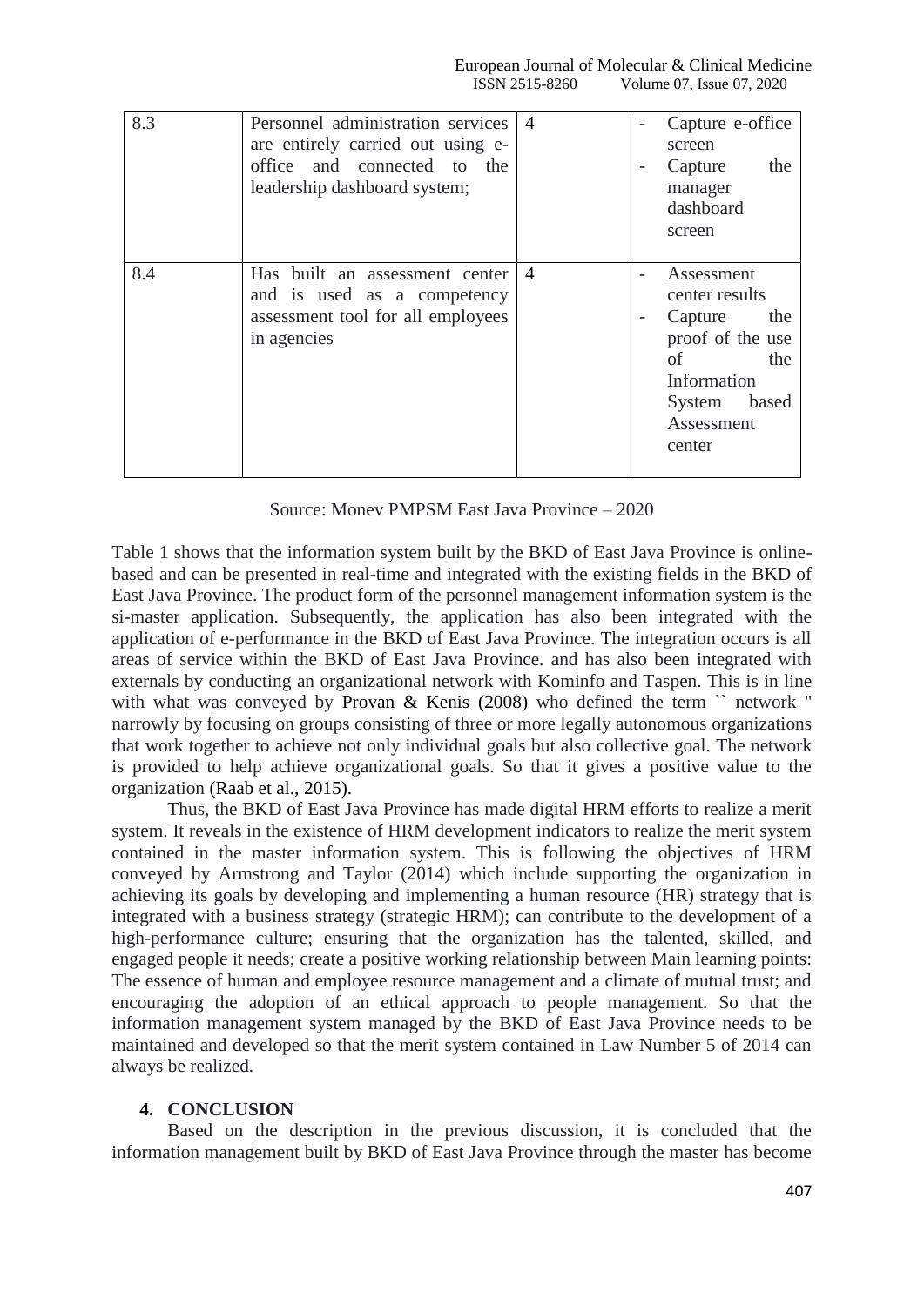| 8.3 | Personnel administration services are entirely carried out using e-office and connected to the leadership dashboard system; | 4 | - Capture e-office screen<br>- Capture the manager dashboard screen |
|---|---|---|---|
| 8.4 | Has built an assessment center and is used as a competency assessment tool for all employees in agencies | 4 | - Assessment center results<br>- Capture the proof of the use of the Information System based Assessment center |

Source: Monev PMPSM East Java Province – 2020

Table 1 shows that the information system built by the BKD of East Java Province is online-based and can be presented in real-time and integrated with the existing fields in the BKD of East Java Province. The product form of the personnel management information system is the si-master application. Subsequently, the application has also been integrated with the application of e-performance in the BKD of East Java Province. The integration occurs is all areas of service within the BKD of East Java Province. and has also been integrated with externals by conducting an organizational network with Kominfo and Taspen. This is in line with what was conveyed by Provan & Kenis (2008) who defined the term `` network " narrowly by focusing on groups consisting of three or more legally autonomous organizations that work together to achieve not only individual goals but also collective goal. The network is provided to help achieve organizational goals. So that it gives a positive value to the organization (Raab et al., 2015).

Thus, the BKD of East Java Province has made digital HRM efforts to realize a merit system. It reveals in the existence of HRM development indicators to realize the merit system contained in the master information system. This is following the objectives of HRM conveyed by Armstrong and Taylor (2014) which include supporting the organization in achieving its goals by developing and implementing a human resource (HR) strategy that is integrated with a business strategy (strategic HRM); can contribute to the development of a high-performance culture; ensuring that the organization has the talented, skilled, and engaged people it needs; create a positive working relationship between Main learning points: The essence of human and employee resource management and a climate of mutual trust; and encouraging the adoption of an ethical approach to people management. So that the information management system managed by the BKD of East Java Province needs to be maintained and developed so that the merit system contained in Law Number 5 of 2014 can always be realized.

## 4. CONCLUSION

Based on the description in the previous discussion, it is concluded that the information management built by BKD of East Java Province through the master has become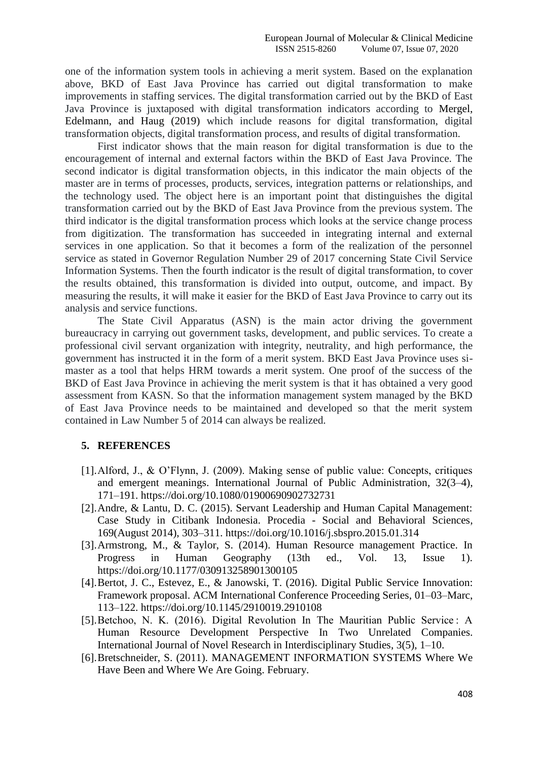one of the information system tools in achieving a merit system. Based on the explanation above, BKD of East Java Province has carried out digital transformation to make improvements in staffing services. The digital transformation carried out by the BKD of East Java Province is juxtaposed with digital transformation indicators according to Mergel, Edelmann, and Haug (2019) which include reasons for digital transformation, digital transformation objects, digital transformation process, and results of digital transformation.

First indicator shows that the main reason for digital transformation is due to the encouragement of internal and external factors within the BKD of East Java Province. The second indicator is digital transformation objects, in this indicator the main objects of the master are in terms of processes, products, services, integration patterns or relationships, and the technology used. The object here is an important point that distinguishes the digital transformation carried out by the BKD of East Java Province from the previous system. The third indicator is the digital transformation process which looks at the service change process from digitization. The transformation has succeeded in integrating internal and external services in one application. So that it becomes a form of the realization of the personnel service as stated in Governor Regulation Number 29 of 2017 concerning State Civil Service Information Systems. Then the fourth indicator is the result of digital transformation, to cover the results obtained, this transformation is divided into output, outcome, and impact. By measuring the results, it will make it easier for the BKD of East Java Province to carry out its analysis and service functions.

The State Civil Apparatus (ASN) is the main actor driving the government bureaucracy in carrying out government tasks, development, and public services. To create a professional civil servant organization with integrity, neutrality, and high performance, the government has instructed it in the form of a merit system. BKD East Java Province uses si-master as a tool that helps HRM towards a merit system. One proof of the success of the BKD of East Java Province in achieving the merit system is that it has obtained a very good assessment from KASN. So that the information management system managed by the BKD of East Java Province needs to be maintained and developed so that the merit system contained in Law Number 5 of 2014 can always be realized.

## 5. REFERENCES

[1]. Alford, J., & O'Flynn, J. (2009). Making sense of public value: Concepts, critiques and emergent meanings. International Journal of Public Administration, 32(3–4), 171–191. https://doi.org/10.1080/01900690902732731

[2]. Andre, & Lantu, D. C. (2015). Servant Leadership and Human Capital Management: Case Study in Citibank Indonesia. Procedia - Social and Behavioral Sciences, 169(August 2014), 303–311. https://doi.org/10.1016/j.sbspro.2015.01.314

[3]. Armstrong, M., & Taylor, S. (2014). Human Resource management Practice. In Progress in Human Geography (13th ed., Vol. 13, Issue 1). https://doi.org/10.1177/030913258901300105

[4]. Bertot, J. C., Estevez, E., & Janowski, T. (2016). Digital Public Service Innovation: Framework proposal. ACM International Conference Proceeding Series, 01–03–Marc, 113–122. https://doi.org/10.1145/2910019.2910108

[5]. Betchoo, N. K. (2016). Digital Revolution In The Mauritian Public Service : A Human Resource Development Perspective In Two Unrelated Companies. International Journal of Novel Research in Interdisciplinary Studies, 3(5), 1–10.

[6]. Bretschneider, S. (2011). MANAGEMENT INFORMATION SYSTEMS Where We Have Been and Where We Are Going. February.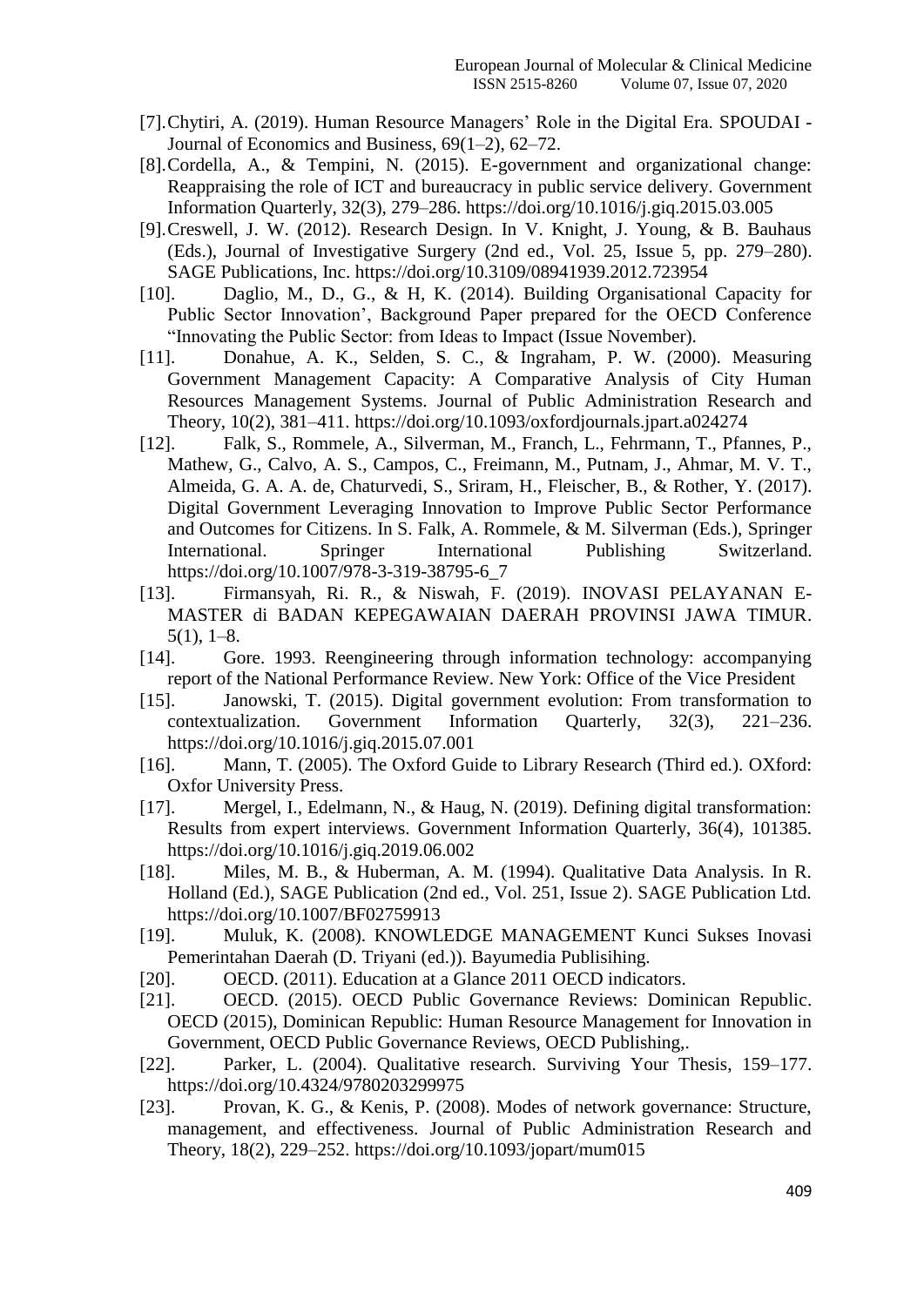[7]. Chytiri, A. (2019). Human Resource Managers' Role in the Digital Era. SPOUDAI - Journal of Economics and Business, 69(1–2), 62–72.

[8]. Cordella, A., & Tempini, N. (2015). E-government and organizational change: Reappraising the role of ICT and bureaucracy in public service delivery. Government Information Quarterly, 32(3), 279–286. https://doi.org/10.1016/j.giq.2015.03.005

[9]. Creswell, J. W. (2012). Research Design. In V. Knight, J. Young, & B. Bauhaus (Eds.), Journal of Investigative Surgery (2nd ed., Vol. 25, Issue 5, pp. 279–280). SAGE Publications, Inc. https://doi.org/10.3109/08941939.2012.723954

[10]. Daglio, M., D., G., & H, K. (2014). Building Organisational Capacity for Public Sector Innovation', Background Paper prepared for the OECD Conference "Innovating the Public Sector: from Ideas to Impact (Issue November).

[11]. Donahue, A. K., Selden, S. C., & Ingraham, P. W. (2000). Measuring Government Management Capacity: A Comparative Analysis of City Human Resources Management Systems. Journal of Public Administration Research and Theory, 10(2), 381–411. https://doi.org/10.1093/oxfordjournals.jpart.a024274

[12]. Falk, S., Rommele, A., Silverman, M., Franch, L., Fehrmann, T., Pfannes, P., Mathew, G., Calvo, A. S., Campos, C., Freimann, M., Putnam, J., Ahmar, M. V. T., Almeida, G. A. A. de, Chaturvedi, S., Sriram, H., Fleischer, B., & Rother, Y. (2017). Digital Government Leveraging Innovation to Improve Public Sector Performance and Outcomes for Citizens. In S. Falk, A. Rommele, & M. Silverman (Eds.), Springer International. Springer International Publishing Switzerland. https://doi.org/10.1007/978-3-319-38795-6_7

[13]. Firmansyah, Ri. R., & Niswah, F. (2019). INOVASI PELAYANAN E-MASTER di BADAN KEPEGAWAIAN DAERAH PROVINSI JAWA TIMUR. 5(1), 1–8.

[14]. Gore. 1993. Reengineering through information technology: accompanying report of the National Performance Review. New York: Office of the Vice President

[15]. Janowski, T. (2015). Digital government evolution: From transformation to contextualization. Government Information Quarterly, 32(3), 221–236. https://doi.org/10.1016/j.giq.2015.07.001

[16]. Mann, T. (2005). The Oxford Guide to Library Research (Third ed.). OXford: Oxfor University Press.

[17]. Mergel, I., Edelmann, N., & Haug, N. (2019). Defining digital transformation: Results from expert interviews. Government Information Quarterly, 36(4), 101385. https://doi.org/10.1016/j.giq.2019.06.002

[18]. Miles, M. B., & Huberman, A. M. (1994). Qualitative Data Analysis. In R. Holland (Ed.), SAGE Publication (2nd ed., Vol. 251, Issue 2). SAGE Publication Ltd. https://doi.org/10.1007/BF02759913

[19]. Muluk, K. (2008). KNOWLEDGE MANAGEMENT Kunci Sukses Inovasi Pemerintahan Daerah (D. Triyani (ed.)). Bayumedia Publisihing.

[20]. OECD. (2011). Education at a Glance 2011 OECD indicators.

[21]. OECD. (2015). OECD Public Governance Reviews: Dominican Republic. OECD (2015), Dominican Republic: Human Resource Management for Innovation in Government, OECD Public Governance Reviews, OECD Publishing,.

[22]. Parker, L. (2004). Qualitative research. Surviving Your Thesis, 159–177. https://doi.org/10.4324/9780203299975

[23]. Provan, K. G., & Kenis, P. (2008). Modes of network governance: Structure, management, and effectiveness. Journal of Public Administration Research and Theory, 18(2), 229–252. https://doi.org/10.1093/jopart/mum015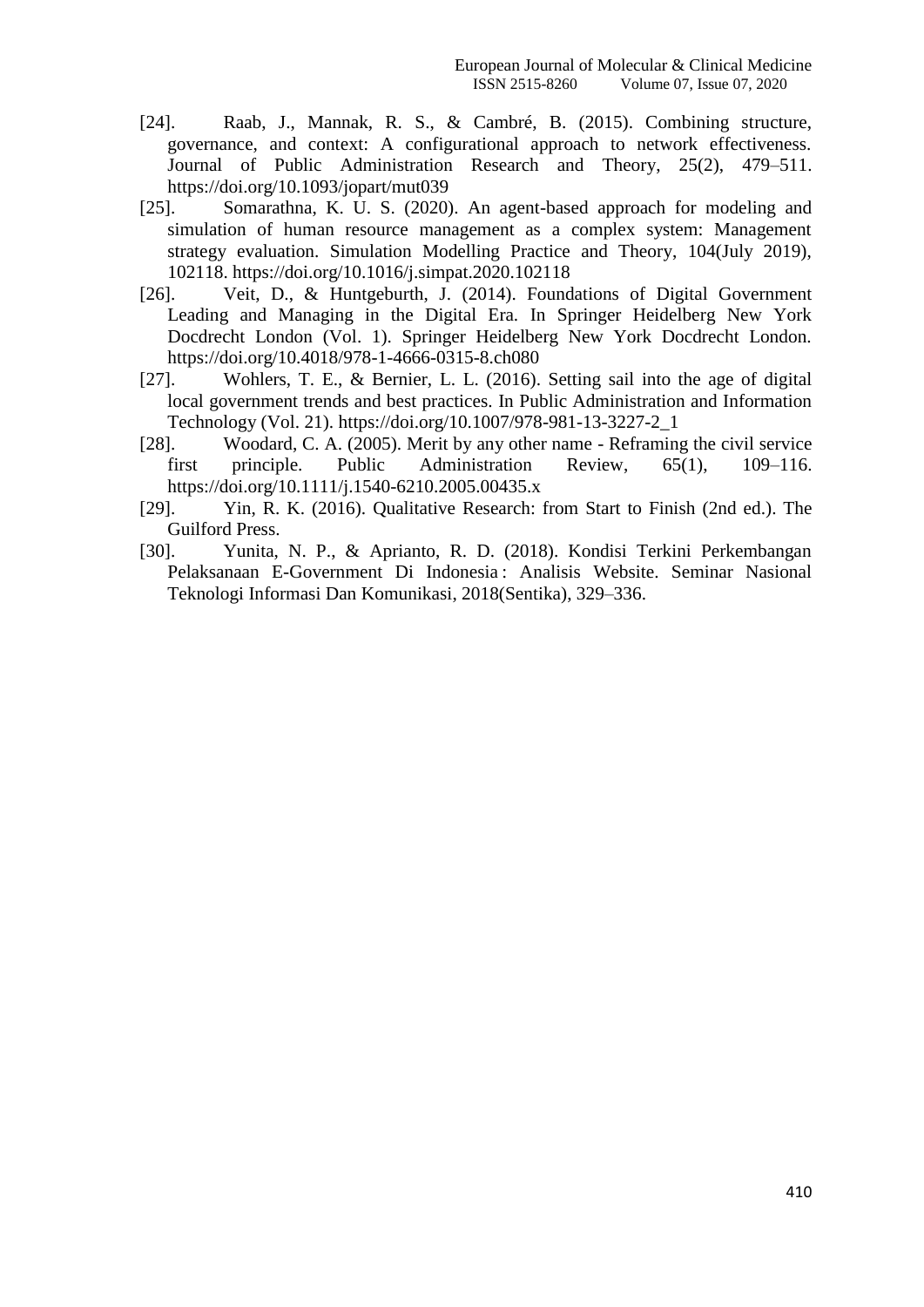[24]. Raab, J., Mannak, R. S., & Cambré, B. (2015). Combining structure, governance, and context: A configurational approach to network effectiveness. Journal of Public Administration Research and Theory, 25(2), 479–511. https://doi.org/10.1093/jopart/mut039

[25]. Somarathna, K. U. S. (2020). An agent-based approach for modeling and simulation of human resource management as a complex system: Management strategy evaluation. Simulation Modelling Practice and Theory, 104(July 2019), 102118. https://doi.org/10.1016/j.simpat.2020.102118

[26]. Veit, D., & Huntgeburth, J. (2014). Foundations of Digital Government Leading and Managing in the Digital Era. In Springer Heidelberg New York Docdrecht London (Vol. 1). Springer Heidelberg New York Docdrecht London. https://doi.org/10.4018/978-1-4666-0315-8.ch080

[27]. Wohlers, T. E., & Bernier, L. L. (2016). Setting sail into the age of digital local government trends and best practices. In Public Administration and Information Technology (Vol. 21). https://doi.org/10.1007/978-981-13-3227-2_1

[28]. Woodard, C. A. (2005). Merit by any other name - Reframing the civil service first principle. Public Administration Review, 65(1), 109–116. https://doi.org/10.1111/j.1540-6210.2005.00435.x

[29]. Yin, R. K. (2016). Qualitative Research: from Start to Finish (2nd ed.). The Guilford Press.

[30]. Yunita, N. P., & Aprianto, R. D. (2018). Kondisi Terkini Perkembangan Pelaksanaan E-Government Di Indonesia : Analisis Website. Seminar Nasional Teknologi Informasi Dan Komunikasi, 2018(Sentika), 329–336.